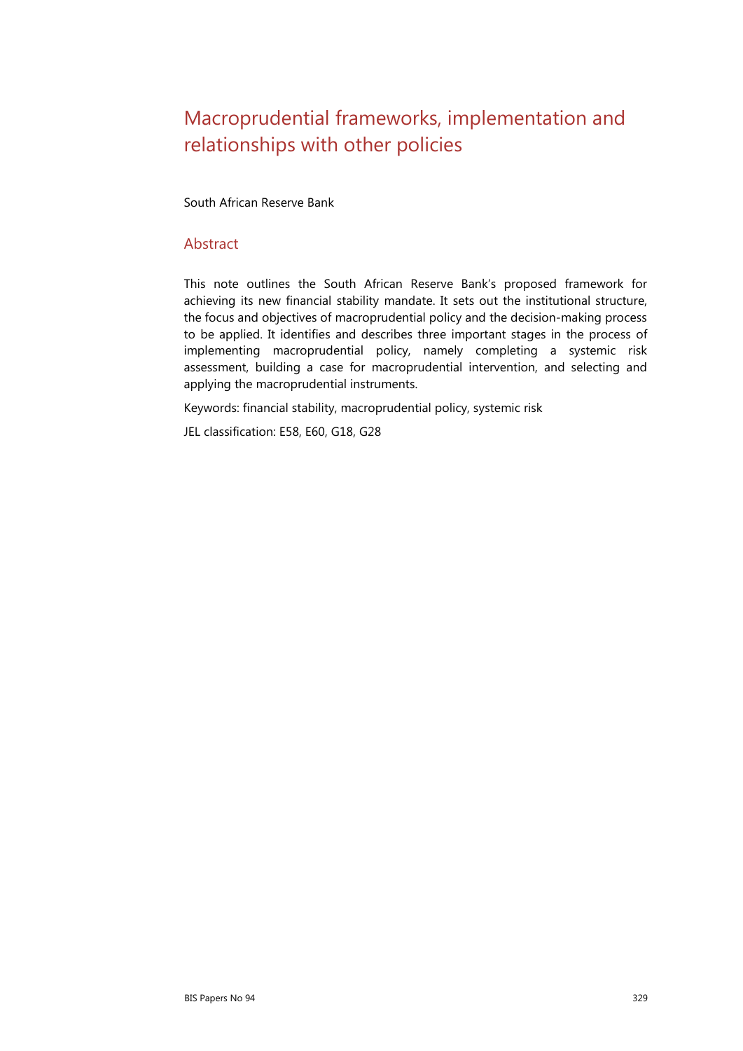# Macroprudential frameworks, implementation and relationships with other policies

South African Reserve Bank

## Abstract

This note outlines the South African Reserve Bank's proposed framework for achieving its new financial stability mandate. It sets out the institutional structure, the focus and objectives of macroprudential policy and the decision-making process to be applied. It identifies and describes three important stages in the process of implementing macroprudential policy, namely completing a systemic risk assessment, building a case for macroprudential intervention, and selecting and applying the macroprudential instruments.

Keywords: financial stability, macroprudential policy, systemic risk

JEL classification: E58, E60, G18, G28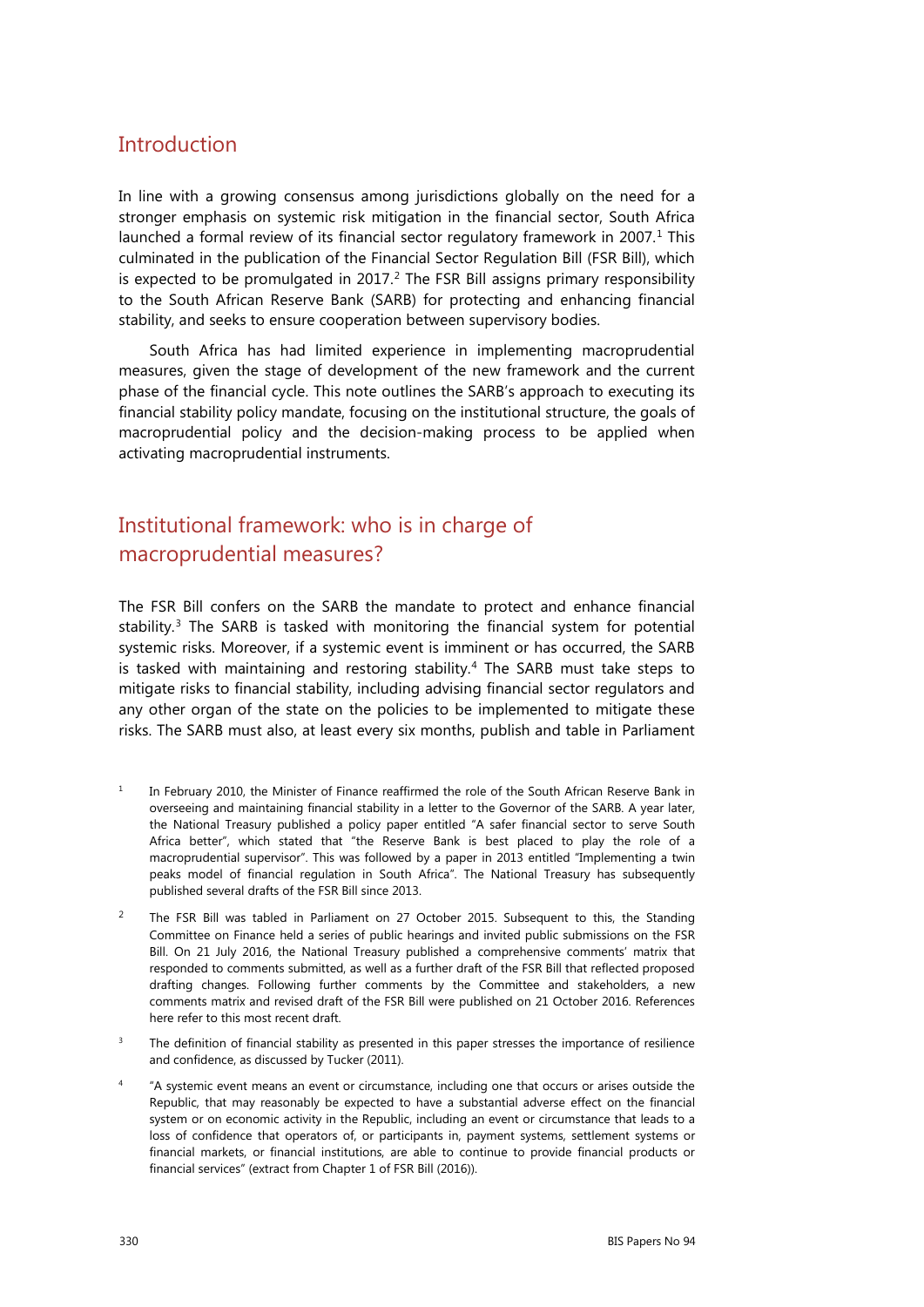## Introduction

In line with a growing consensus among jurisdictions globally on the need for a stronger emphasis on systemic risk mitigation in the financial sector, South Africa launched a formal review of its financial sector regulatory framework in 2007.[1] This culminated in the publication of the Financial Sector Regulation Bill (FSR Bill), which is expected to be promulgated in 2017.[2] The FSR Bill assigns primary responsibility to the South African Reserve Bank (SARB) for protecting and enhancing financial stability, and seeks to ensure cooperation between supervisory bodies.

South Africa has had limited experience in implementing macroprudential measures, given the stage of development of the new framework and the current phase of the financial cycle. This note outlines the SARB's approach to executing its financial stability policy mandate, focusing on the institutional structure, the goals of macroprudential policy and the decision-making process to be applied when activating macroprudential instruments.

## Institutional framework: who is in charge of macroprudential measures?

The FSR Bill confers on the SARB the mandate to protect and enhance financial stability.[3] The SARB is tasked with monitoring the financial system for potential systemic risks. Moreover, if a systemic event is imminent or has occurred, the SARB is tasked with maintaining and restoring stability.[4] The SARB must take steps to mitigate risks to financial stability, including advising financial sector regulators and any other organ of the state on the policies to be implemented to mitigate these risks. The SARB must also, at least every six months, publish and table in Parliament

---

[1] In February 2010, the Minister of Finance reaffirmed the role of the South African Reserve Bank in overseeing and maintaining financial stability in a letter to the Governor of the SARB. A year later, the National Treasury published a policy paper entitled "A safer financial sector to serve South Africa better", which stated that "the Reserve Bank is best placed to play the role of a macroprudential supervisor". This was followed by a paper in 2013 entitled "Implementing a twin peaks model of financial regulation in South Africa". The National Treasury has subsequently published several drafts of the FSR Bill since 2013.

[2] The FSR Bill was tabled in Parliament on 27 October 2015. Subsequent to this, the Standing Committee on Finance held a series of public hearings and invited public submissions on the FSR Bill. On 21 July 2016, the National Treasury published a comprehensive comments' matrix that responded to comments submitted, as well as a further draft of the FSR Bill that reflected proposed drafting changes. Following further comments by the Committee and stakeholders, a new comments matrix and revised draft of the FSR Bill were published on 21 October 2016. References here refer to this most recent draft.

[3] The definition of financial stability as presented in this paper stresses the importance of resilience and confidence, as discussed by Tucker (2011).

[4] "A systemic event means an event or circumstance, including one that occurs or arises outside the Republic, that may reasonably be expected to have a substantial adverse effect on the financial system or on economic activity in the Republic, including an event or circumstance that leads to a loss of confidence that operators of, or participants in, payment systems, settlement systems or financial markets, or financial institutions, are able to continue to provide financial products or financial services" (extract from Chapter 1 of FSR Bill (2016)).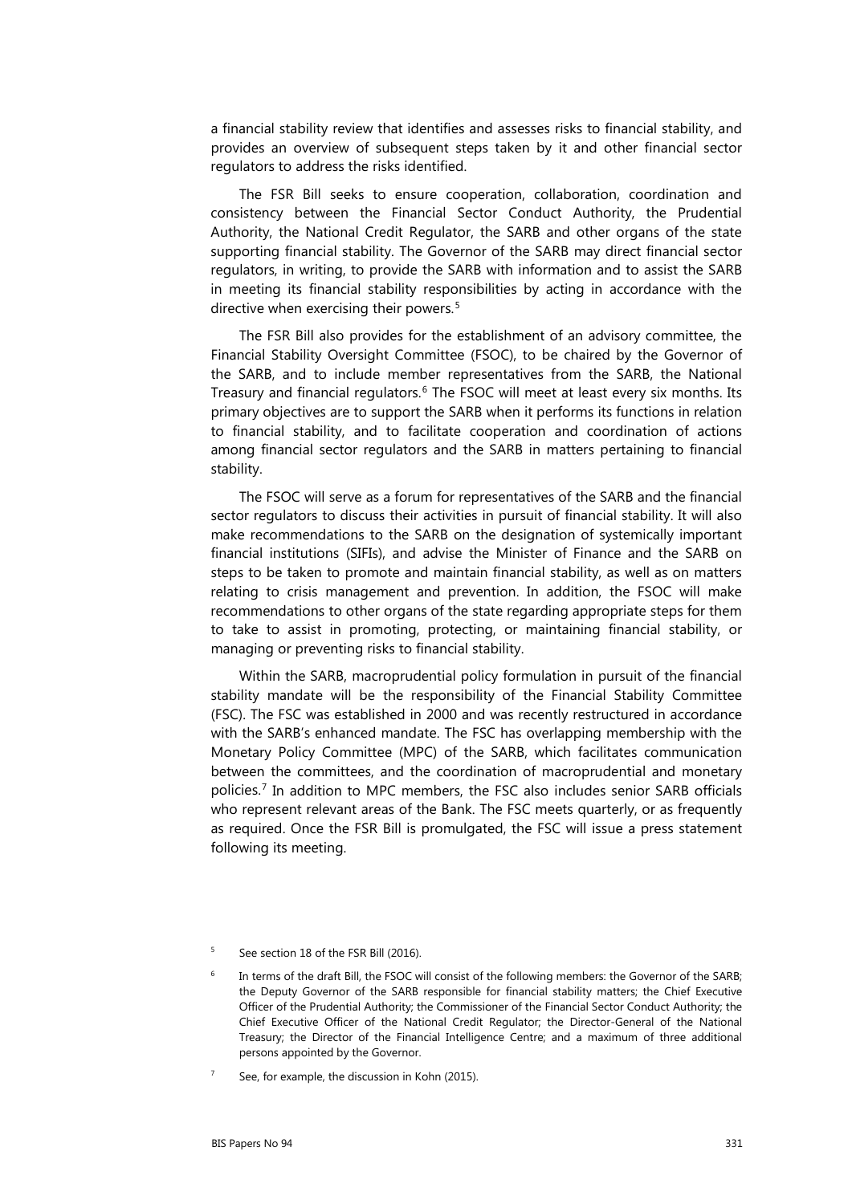a financial stability review that identifies and assesses risks to financial stability, and provides an overview of subsequent steps taken by it and other financial sector regulators to address the risks identified.

The FSR Bill seeks to ensure cooperation, collaboration, coordination and consistency between the Financial Sector Conduct Authority, the Prudential Authority, the National Credit Regulator, the SARB and other organs of the state supporting financial stability. The Governor of the SARB may direct financial sector regulators, in writing, to provide the SARB with information and to assist the SARB in meeting its financial stability responsibilities by acting in accordance with the directive when exercising their powers.[5]

The FSR Bill also provides for the establishment of an advisory committee, the Financial Stability Oversight Committee (FSOC), to be chaired by the Governor of the SARB, and to include member representatives from the SARB, the National Treasury and financial regulators.[6] The FSOC will meet at least every six months. Its primary objectives are to support the SARB when it performs its functions in relation to financial stability, and to facilitate cooperation and coordination of actions among financial sector regulators and the SARB in matters pertaining to financial stability.

The FSOC will serve as a forum for representatives of the SARB and the financial sector regulators to discuss their activities in pursuit of financial stability. It will also make recommendations to the SARB on the designation of systemically important financial institutions (SIFIs), and advise the Minister of Finance and the SARB on steps to be taken to promote and maintain financial stability, as well as on matters relating to crisis management and prevention. In addition, the FSOC will make recommendations to other organs of the state regarding appropriate steps for them to take to assist in promoting, protecting, or maintaining financial stability, or managing or preventing risks to financial stability.

Within the SARB, macroprudential policy formulation in pursuit of the financial stability mandate will be the responsibility of the Financial Stability Committee (FSC). The FSC was established in 2000 and was recently restructured in accordance with the SARB's enhanced mandate. The FSC has overlapping membership with the Monetary Policy Committee (MPC) of the SARB, which facilitates communication between the committees, and the coordination of macroprudential and monetary policies.[7] In addition to MPC members, the FSC also includes senior SARB officials who represent relevant areas of the Bank. The FSC meets quarterly, or as frequently as required. Once the FSR Bill is promulgated, the FSC will issue a press statement following its meeting.

[5] See section 18 of the FSR Bill (2016).

[6] In terms of the draft Bill, the FSOC will consist of the following members: the Governor of the SARB; the Deputy Governor of the SARB responsible for financial stability matters; the Chief Executive Officer of the Prudential Authority; the Commissioner of the Financial Sector Conduct Authority; the Chief Executive Officer of the National Credit Regulator; the Director-General of the National Treasury; the Director of the Financial Intelligence Centre; and a maximum of three additional persons appointed by the Governor.

[7] See, for example, the discussion in Kohn (2015).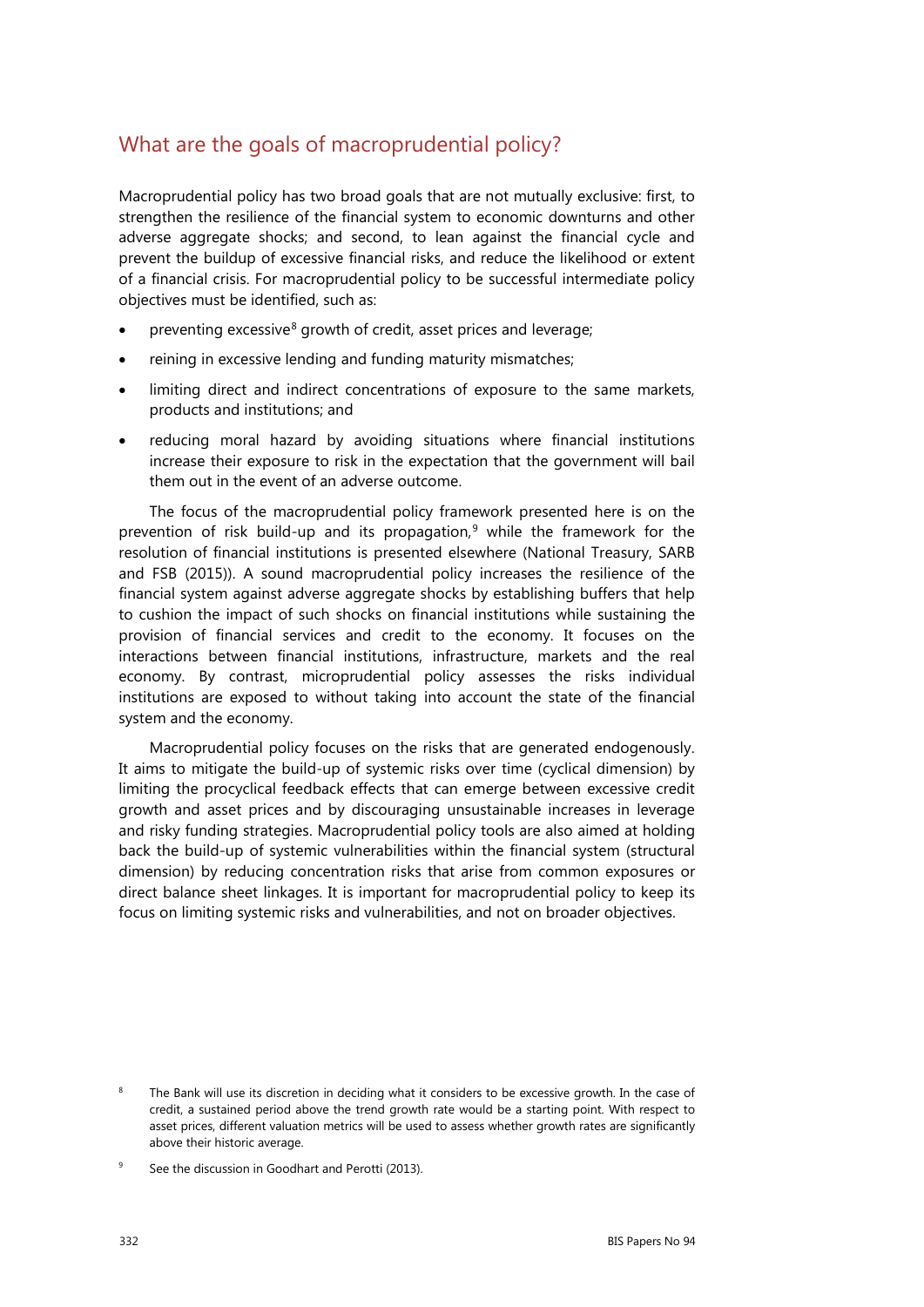## What are the goals of macroprudential policy?

Macroprudential policy has two broad goals that are not mutually exclusive: first, to strengthen the resilience of the financial system to economic downturns and other adverse aggregate shocks; and second, to lean against the financial cycle and prevent the buildup of excessive financial risks, and reduce the likelihood or extent of a financial crisis. For macroprudential policy to be successful intermediate policy objectives must be identified, such as:

- preventing excessive[8] growth of credit, asset prices and leverage;
- reining in excessive lending and funding maturity mismatches;
- limiting direct and indirect concentrations of exposure to the same markets, products and institutions; and
- reducing moral hazard by avoiding situations where financial institutions increase their exposure to risk in the expectation that the government will bail them out in the event of an adverse outcome.

The focus of the macroprudential policy framework presented here is on the prevention of risk build-up and its propagation,[9] while the framework for the resolution of financial institutions is presented elsewhere (National Treasury, SARB and FSB (2015)). A sound macroprudential policy increases the resilience of the financial system against adverse aggregate shocks by establishing buffers that help to cushion the impact of such shocks on financial institutions while sustaining the provision of financial services and credit to the economy. It focuses on the interactions between financial institutions, infrastructure, markets and the real economy. By contrast, microprudential policy assesses the risks individual institutions are exposed to without taking into account the state of the financial system and the economy.

Macroprudential policy focuses on the risks that are generated endogenously. It aims to mitigate the build-up of systemic risks over time (cyclical dimension) by limiting the procyclical feedback effects that can emerge between excessive credit growth and asset prices and by discouraging unsustainable increases in leverage and risky funding strategies. Macroprudential policy tools are also aimed at holding back the build-up of systemic vulnerabilities within the financial system (structural dimension) by reducing concentration risks that arise from common exposures or direct balance sheet linkages. It is important for macroprudential policy to keep its focus on limiting systemic risks and vulnerabilities, and not on broader objectives.

[8] The Bank will use its discretion in deciding what it considers to be excessive growth. In the case of credit, a sustained period above the trend growth rate would be a starting point. With respect to asset prices, different valuation metrics will be used to assess whether growth rates are significantly above their historic average.

[9] See the discussion in Goodhart and Perotti (2013).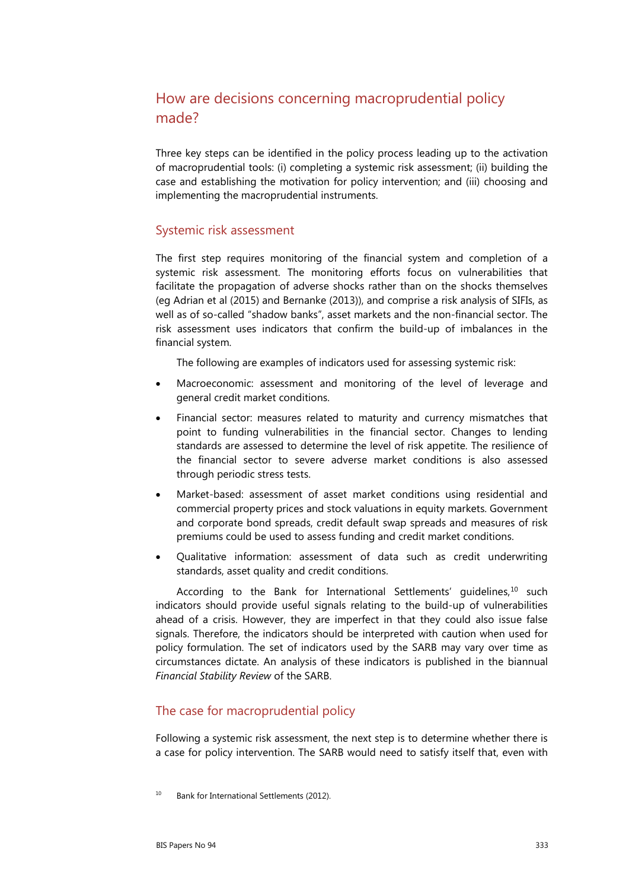## How are decisions concerning macroprudential policy made?

Three key steps can be identified in the policy process leading up to the activation of macroprudential tools: (i) completing a systemic risk assessment; (ii) building the case and establishing the motivation for policy intervention; and (iii) choosing and implementing the macroprudential instruments.

### Systemic risk assessment

The first step requires monitoring of the financial system and completion of a systemic risk assessment. The monitoring efforts focus on vulnerabilities that facilitate the propagation of adverse shocks rather than on the shocks themselves (eg Adrian et al (2015) and Bernanke (2013)), and comprise a risk analysis of SIFIs, as well as of so-called "shadow banks", asset markets and the non-financial sector. The risk assessment uses indicators that confirm the build-up of imbalances in the financial system.

The following are examples of indicators used for assessing systemic risk:

- Macroeconomic: assessment and monitoring of the level of leverage and general credit market conditions.
- Financial sector: measures related to maturity and currency mismatches that point to funding vulnerabilities in the financial sector. Changes to lending standards are assessed to determine the level of risk appetite. The resilience of the financial sector to severe adverse market conditions is also assessed through periodic stress tests.
- Market-based: assessment of asset market conditions using residential and commercial property prices and stock valuations in equity markets. Government and corporate bond spreads, credit default swap spreads and measures of risk premiums could be used to assess funding and credit market conditions.
- Qualitative information: assessment of data such as credit underwriting standards, asset quality and credit conditions.

According to the Bank for International Settlements' guidelines,[10] such indicators should provide useful signals relating to the build-up of vulnerabilities ahead of a crisis. However, they are imperfect in that they could also issue false signals. Therefore, the indicators should be interpreted with caution when used for policy formulation. The set of indicators used by the SARB may vary over time as circumstances dictate. An analysis of these indicators is published in the biannual *Financial Stability Review* of the SARB.

### The case for macroprudential policy

Following a systemic risk assessment, the next step is to determine whether there is a case for policy intervention. The SARB would need to satisfy itself that, even with

[10] Bank for International Settlements (2012).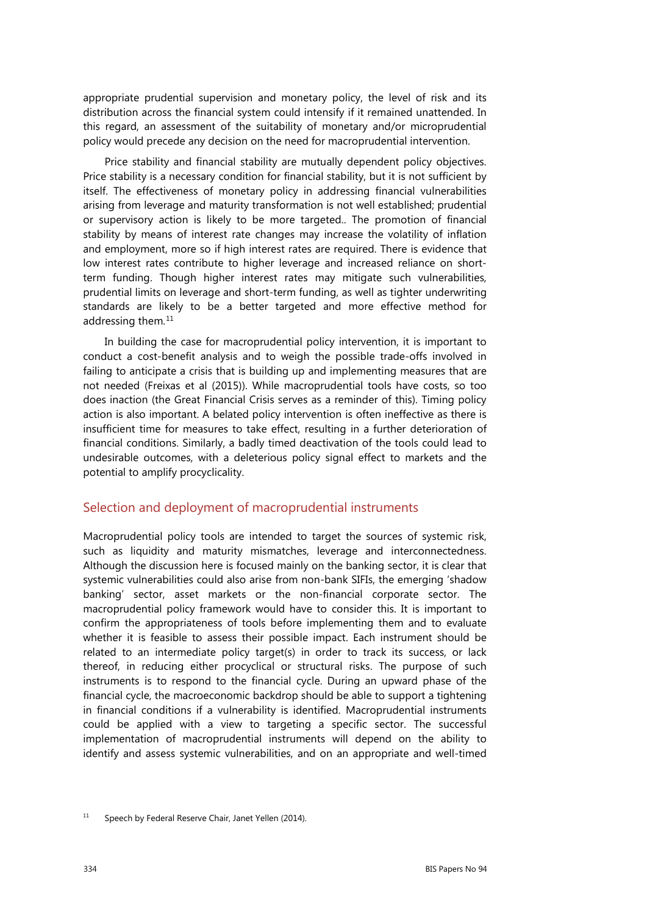appropriate prudential supervision and monetary policy, the level of risk and its distribution across the financial system could intensify if it remained unattended. In this regard, an assessment of the suitability of monetary and/or microprudential policy would precede any decision on the need for macroprudential intervention.

Price stability and financial stability are mutually dependent policy objectives. Price stability is a necessary condition for financial stability, but it is not sufficient by itself. The effectiveness of monetary policy in addressing financial vulnerabilities arising from leverage and maturity transformation is not well established; prudential or supervisory action is likely to be more targeted.. The promotion of financial stability by means of interest rate changes may increase the volatility of inflation and employment, more so if high interest rates are required. There is evidence that low interest rates contribute to higher leverage and increased reliance on short-term funding. Though higher interest rates may mitigate such vulnerabilities, prudential limits on leverage and short-term funding, as well as tighter underwriting standards are likely to be a better targeted and more effective method for addressing them.[11]

In building the case for macroprudential policy intervention, it is important to conduct a cost-benefit analysis and to weigh the possible trade-offs involved in failing to anticipate a crisis that is building up and implementing measures that are not needed (Freixas et al (2015)). While macroprudential tools have costs, so too does inaction (the Great Financial Crisis serves as a reminder of this). Timing policy action is also important. A belated policy intervention is often ineffective as there is insufficient time for measures to take effect, resulting in a further deterioration of financial conditions. Similarly, a badly timed deactivation of the tools could lead to undesirable outcomes, with a deleterious policy signal effect to markets and the potential to amplify procyclicality.

## Selection and deployment of macroprudential instruments

Macroprudential policy tools are intended to target the sources of systemic risk, such as liquidity and maturity mismatches, leverage and interconnectedness. Although the discussion here is focused mainly on the banking sector, it is clear that systemic vulnerabilities could also arise from non-bank SIFIs, the emerging 'shadow banking' sector, asset markets or the non-financial corporate sector. The macroprudential policy framework would have to consider this. It is important to confirm the appropriateness of tools before implementing them and to evaluate whether it is feasible to assess their possible impact. Each instrument should be related to an intermediate policy target(s) in order to track its success, or lack thereof, in reducing either procyclical or structural risks. The purpose of such instruments is to respond to the financial cycle. During an upward phase of the financial cycle, the macroeconomic backdrop should be able to support a tightening in financial conditions if a vulnerability is identified. Macroprudential instruments could be applied with a view to targeting a specific sector. The successful implementation of macroprudential instruments will depend on the ability to identify and assess systemic vulnerabilities, and on an appropriate and well-timed

[11] Speech by Federal Reserve Chair, Janet Yellen (2014).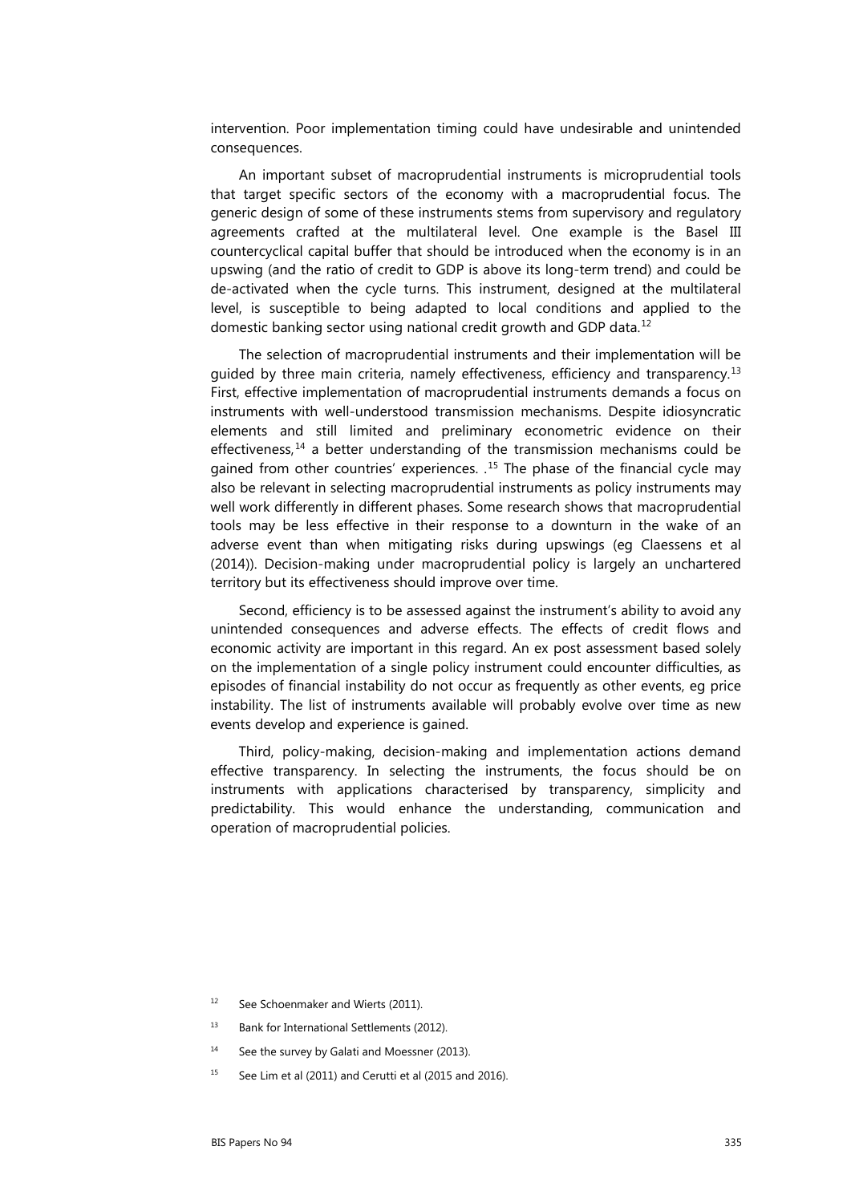intervention. Poor implementation timing could have undesirable and unintended consequences.

An important subset of macroprudential instruments is microprudential tools that target specific sectors of the economy with a macroprudential focus. The generic design of some of these instruments stems from supervisory and regulatory agreements crafted at the multilateral level. One example is the Basel III countercyclical capital buffer that should be introduced when the economy is in an upswing (and the ratio of credit to GDP is above its long-term trend) and could be de-activated when the cycle turns. This instrument, designed at the multilateral level, is susceptible to being adapted to local conditions and applied to the domestic banking sector using national credit growth and GDP data.[12]

The selection of macroprudential instruments and their implementation will be guided by three main criteria, namely effectiveness, efficiency and transparency.[13] First, effective implementation of macroprudential instruments demands a focus on instruments with well-understood transmission mechanisms. Despite idiosyncratic elements and still limited and preliminary econometric evidence on their effectiveness,[14] a better understanding of the transmission mechanisms could be gained from other countries' experiences. .[15] The phase of the financial cycle may also be relevant in selecting macroprudential instruments as policy instruments may well work differently in different phases. Some research shows that macroprudential tools may be less effective in their response to a downturn in the wake of an adverse event than when mitigating risks during upswings (eg Claessens et al (2014)). Decision-making under macroprudential policy is largely an unchartered territory but its effectiveness should improve over time.

Second, efficiency is to be assessed against the instrument's ability to avoid any unintended consequences and adverse effects. The effects of credit flows and economic activity are important in this regard. An ex post assessment based solely on the implementation of a single policy instrument could encounter difficulties, as episodes of financial instability do not occur as frequently as other events, eg price instability. The list of instruments available will probably evolve over time as new events develop and experience is gained.

Third, policy-making, decision-making and implementation actions demand effective transparency. In selecting the instruments, the focus should be on instruments with applications characterised by transparency, simplicity and predictability. This would enhance the understanding, communication and operation of macroprudential policies.

[12] See Schoenmaker and Wierts (2011).

[13] Bank for International Settlements (2012).

[14] See the survey by Galati and Moessner (2013).

[15] See Lim et al (2011) and Cerutti et al (2015 and 2016).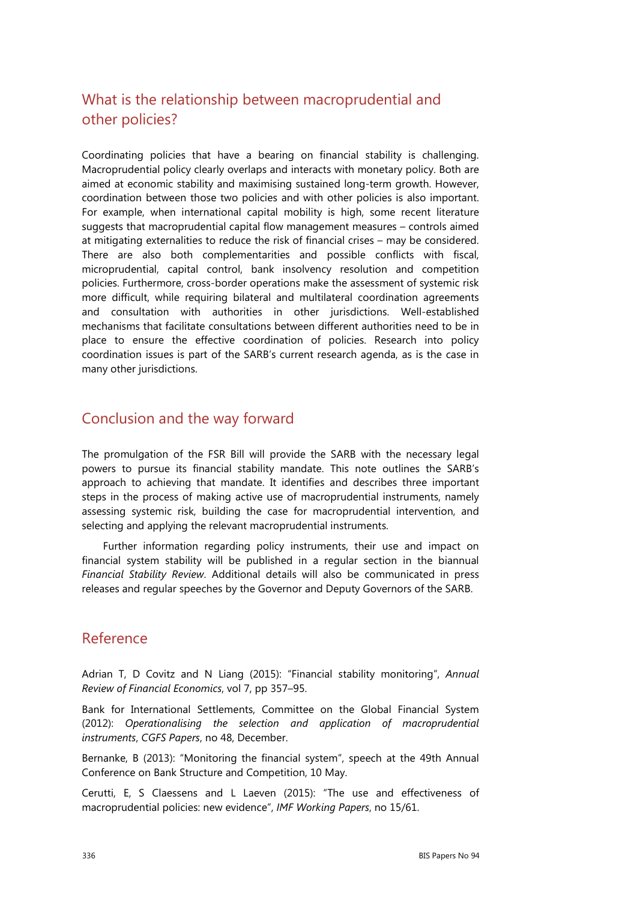## What is the relationship between macroprudential and other policies?

Coordinating policies that have a bearing on financial stability is challenging. Macroprudential policy clearly overlaps and interacts with monetary policy. Both are aimed at economic stability and maximising sustained long-term growth. However, coordination between those two policies and with other policies is also important. For example, when international capital mobility is high, some recent literature suggests that macroprudential capital flow management measures – controls aimed at mitigating externalities to reduce the risk of financial crises – may be considered. There are also both complementarities and possible conflicts with fiscal, microprudential, capital control, bank insolvency resolution and competition policies. Furthermore, cross-border operations make the assessment of systemic risk more difficult, while requiring bilateral and multilateral coordination agreements and consultation with authorities in other jurisdictions. Well-established mechanisms that facilitate consultations between different authorities need to be in place to ensure the effective coordination of policies. Research into policy coordination issues is part of the SARB's current research agenda, as is the case in many other jurisdictions.

## Conclusion and the way forward

The promulgation of the FSR Bill will provide the SARB with the necessary legal powers to pursue its financial stability mandate. This note outlines the SARB's approach to achieving that mandate. It identifies and describes three important steps in the process of making active use of macroprudential instruments, namely assessing systemic risk, building the case for macroprudential intervention, and selecting and applying the relevant macroprudential instruments.

Further information regarding policy instruments, their use and impact on financial system stability will be published in a regular section in the biannual *Financial Stability Review*. Additional details will also be communicated in press releases and regular speeches by the Governor and Deputy Governors of the SARB.

## Reference

Adrian T, D Covitz and N Liang (2015): "Financial stability monitoring", *Annual Review of Financial Economics*, vol 7, pp 357–95.

Bank for International Settlements, Committee on the Global Financial System (2012): *Operationalising the selection and application of macroprudential instruments*, *CGFS Papers*, no 48, December.

Bernanke, B (2013): "Monitoring the financial system", speech at the 49th Annual Conference on Bank Structure and Competition, 10 May.

Cerutti, E, S Claessens and L Laeven (2015): "The use and effectiveness of macroprudential policies: new evidence", *IMF Working Papers*, no 15/61.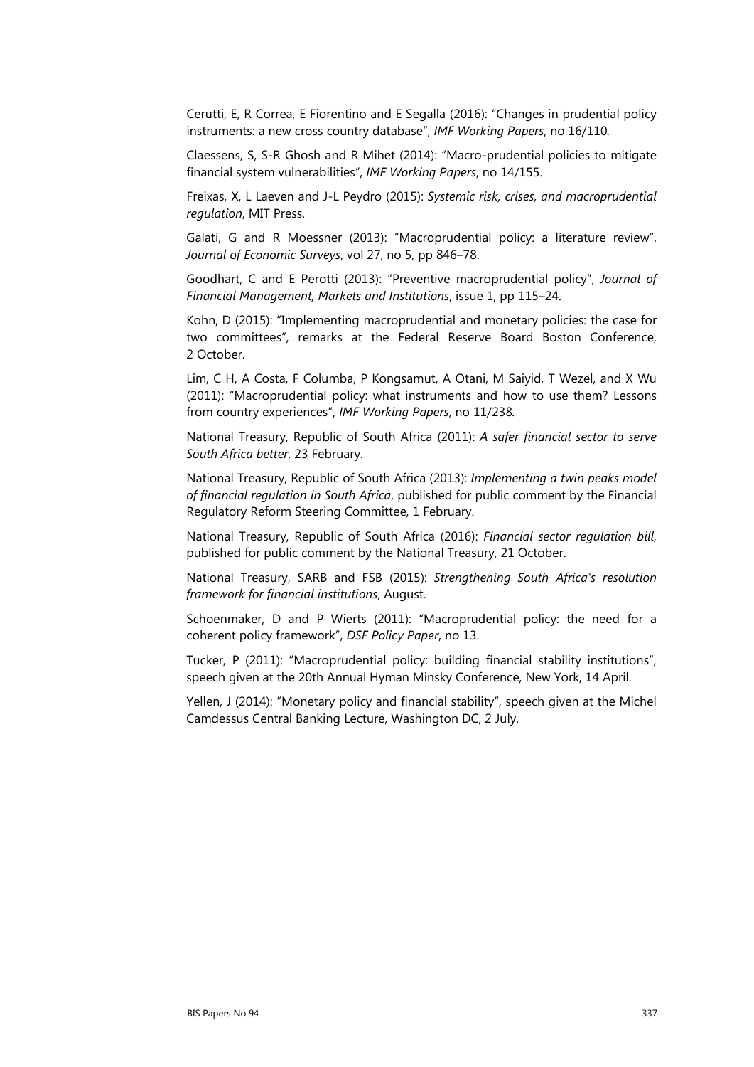Cerutti, E, R Correa, E Fiorentino and E Segalla (2016): "Changes in prudential policy instruments: a new cross country database", *IMF Working Papers*, no 16/110.

Claessens, S, S-R Ghosh and R Mihet (2014): "Macro-prudential policies to mitigate financial system vulnerabilities", *IMF Working Papers*, no 14/155.

Freixas, X, L Laeven and J-L Peydro (2015): *Systemic risk, crises, and macroprudential regulation*, MIT Press.

Galati, G and R Moessner (2013): "Macroprudential policy: a literature review", *Journal of Economic Surveys*, vol 27, no 5, pp 846–78.

Goodhart, C and E Perotti (2013): "Preventive macroprudential policy", *Journal of Financial Management, Markets and Institutions*, issue 1, pp 115–24.

Kohn, D (2015): "Implementing macroprudential and monetary policies: the case for two committees", remarks at the Federal Reserve Board Boston Conference, 2 October.

Lim, C H, A Costa, F Columba, P Kongsamut, A Otani, M Saiyid, T Wezel, and X Wu (2011): "Macroprudential policy: what instruments and how to use them? Lessons from country experiences", *IMF Working Papers*, no 11/238.

National Treasury, Republic of South Africa (2011): *A safer financial sector to serve South Africa better*, 23 February.

National Treasury, Republic of South Africa (2013): *Implementing a twin peaks model of financial regulation in South Africa*, published for public comment by the Financial Regulatory Reform Steering Committee, 1 February.

National Treasury, Republic of South Africa (2016): *Financial sector regulation bill*, published for public comment by the National Treasury, 21 October.

National Treasury, SARB and FSB (2015): *Strengthening South Africa's resolution framework for financial institutions*, August.

Schoenmaker, D and P Wierts (2011): "Macroprudential policy: the need for a coherent policy framework", *DSF Policy Paper*, no 13.

Tucker, P (2011): "Macroprudential policy: building financial stability institutions", speech given at the 20th Annual Hyman Minsky Conference, New York, 14 April.

Yellen, J (2014): "Monetary policy and financial stability", speech given at the Michel Camdessus Central Banking Lecture, Washington DC, 2 July.